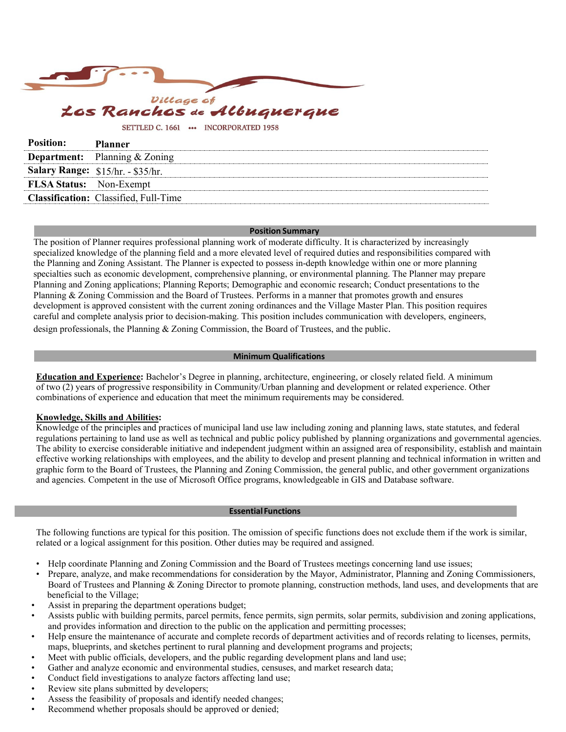Village of
Los Ranchos de Albuquerque

SETTLED C. 1661 ••• INCORPORATED 1958

| | |
|---|---|
| **Position:** | **Planner** |
| **Department:** | Planning & Zoning |
| **Salary Range:** | $15/hr. - $35/hr. |
| **FLSA Status:** | Non-Exempt |
| **Classification:** | Classified, Full-Time |

## Position Summary

The position of Planner requires professional planning work of moderate difficulty. It is characterized by increasingly specialized knowledge of the planning field and a more elevated level of required duties and responsibilities compared with the Planning and Zoning Assistant. The Planner is expected to possess in-depth knowledge within one or more planning specialties such as economic development, comprehensive planning, or environmental planning. The Planner may prepare Planning and Zoning applications; Planning Reports; Demographic and economic research; Conduct presentations to the Planning & Zoning Commission and the Board of Trustees. Performs in a manner that promotes growth and ensures development is approved consistent with the current zoning ordinances and the Village Master Plan. This position requires careful and complete analysis prior to decision-making. This position includes communication with developers, engineers, design professionals, the Planning & Zoning Commission, the Board of Trustees, and the public.

## Minimum Qualifications

**Education and Experience:** Bachelor's Degree in planning, architecture, engineering, or closely related field. A minimum of two (2) years of progressive responsibility in Community/Urban planning and development or related experience. Other combinations of experience and education that meet the minimum requirements may be considered.

**Knowledge, Skills and Abilities:**
Knowledge of the principles and practices of municipal land use law including zoning and planning laws, state statutes, and federal regulations pertaining to land use as well as technical and public policy published by planning organizations and governmental agencies. The ability to exercise considerable initiative and independent judgment within an assigned area of responsibility, establish and maintain effective working relationships with employees, and the ability to develop and present planning and technical information in written and graphic form to the Board of Trustees, the Planning and Zoning Commission, the general public, and other government organizations and agencies. Competent in the use of Microsoft Office programs, knowledgeable in GIS and Database software.

## Essential Functions

The following functions are typical for this position. The omission of specific functions does not exclude them if the work is similar, related or a logical assignment for this position. Other duties may be required and assigned.

- Help coordinate Planning and Zoning Commission and the Board of Trustees meetings concerning land use issues;
- Prepare, analyze, and make recommendations for consideration by the Mayor, Administrator, Planning and Zoning Commissioners, Board of Trustees and Planning & Zoning Director to promote planning, construction methods, land uses, and developments that are beneficial to the Village;
- Assist in preparing the department operations budget;
- Assists public with building permits, parcel permits, fence permits, sign permits, solar permits, subdivision and zoning applications, and provides information and direction to the public on the application and permitting processes;
- Help ensure the maintenance of accurate and complete records of department activities and of records relating to licenses, permits, maps, blueprints, and sketches pertinent to rural planning and development programs and projects;
- Meet with public officials, developers, and the public regarding development plans and land use;
- Gather and analyze economic and environmental studies, censuses, and market research data;
- Conduct field investigations to analyze factors affecting land use;
- Review site plans submitted by developers;
- Assess the feasibility of proposals and identify needed changes;
- Recommend whether proposals should be approved or denied;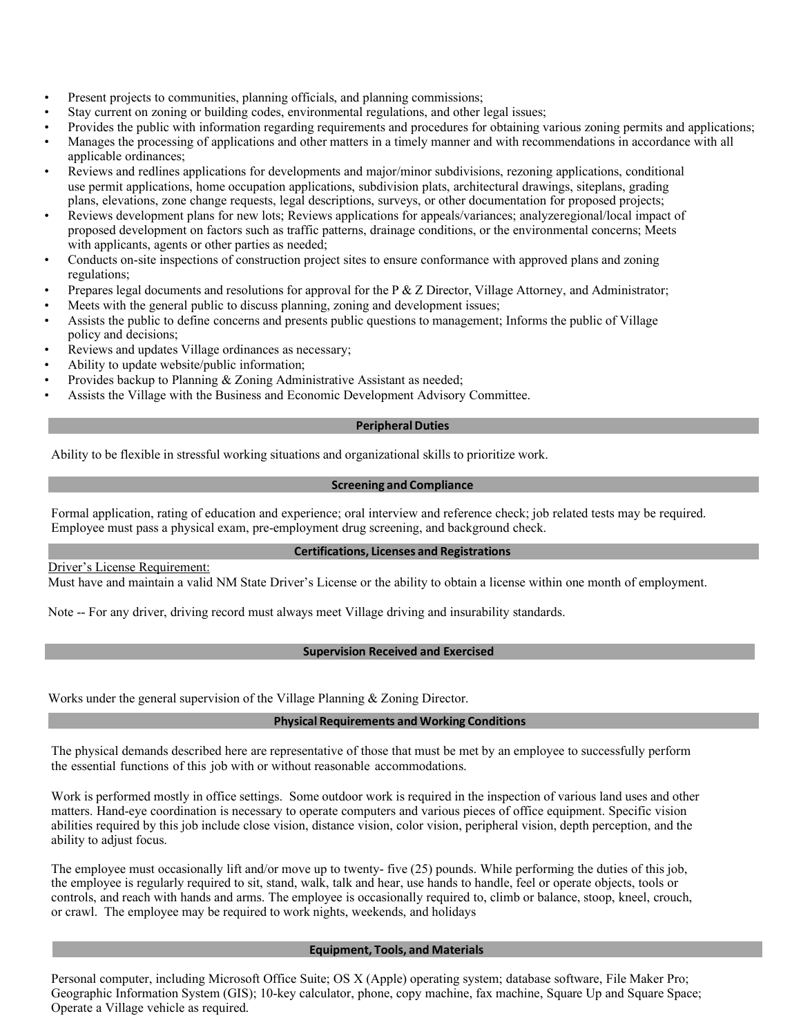- Present projects to communities, planning officials, and planning commissions;
- Stay current on zoning or building codes, environmental regulations, and other legal issues;
- Provides the public with information regarding requirements and procedures for obtaining various zoning permits and applications;
- Manages the processing of applications and other matters in a timely manner and with recommendations in accordance with all applicable ordinances;
- Reviews and redlines applications for developments and major/minor subdivisions, rezoning applications, conditional use permit applications, home occupation applications, subdivision plats, architectural drawings, siteplans, grading plans, elevations, zone change requests, legal descriptions, surveys, or other documentation for proposed projects;
- Reviews development plans for new lots; Reviews applications for appeals/variances; analyzeregional/local impact of proposed development on factors such as traffic patterns, drainage conditions, or the environmental concerns; Meets with applicants, agents or other parties as needed;
- Conducts on-site inspections of construction project sites to ensure conformance with approved plans and zoning regulations;
- Prepares legal documents and resolutions for approval for the P & Z Director, Village Attorney, and Administrator;
- Meets with the general public to discuss planning, zoning and development issues;
- Assists the public to define concerns and presents public questions to management; Informs the public of Village policy and decisions;
- Reviews and updates Village ordinances as necessary;
- Ability to update website/public information;
- Provides backup to Planning & Zoning Administrative Assistant as needed;
- Assists the Village with the Business and Economic Development Advisory Committee.

## Peripheral Duties

Ability to be flexible in stressful working situations and organizational skills to prioritize work.

## Screening and Compliance

Formal application, rating of education and experience; oral interview and reference check; job related tests may be required. Employee must pass a physical exam, pre-employment drug screening, and background check.

## Certifications, Licenses and Registrations

Driver's License Requirement:

Must have and maintain a valid NM State Driver's License or the ability to obtain a license within one month of employment.

Note -- For any driver, driving record must always meet Village driving and insurability standards.

## Supervision Received and Exercised

Works under the general supervision of the Village Planning & Zoning Director.

## Physical Requirements and Working Conditions

The physical demands described here are representative of those that must be met by an employee to successfully perform the essential functions of this job with or without reasonable accommodations.

Work is performed mostly in office settings. Some outdoor work is required in the inspection of various land uses and other matters. Hand-eye coordination is necessary to operate computers and various pieces of office equipment. Specific vision abilities required by this job include close vision, distance vision, color vision, peripheral vision, depth perception, and the ability to adjust focus.

The employee must occasionally lift and/or move up to twenty- five (25) pounds. While performing the duties of this job, the employee is regularly required to sit, stand, walk, talk and hear, use hands to handle, feel or operate objects, tools or controls, and reach with hands and arms. The employee is occasionally required to, climb or balance, stoop, kneel, crouch, or crawl. The employee may be required to work nights, weekends, and holidays

## Equipment, Tools, and Materials

Personal computer, including Microsoft Office Suite; OS X (Apple) operating system; database software, File Maker Pro; Geographic Information System (GIS); 10-key calculator, phone, copy machine, fax machine, Square Up and Square Space; Operate a Village vehicle as required.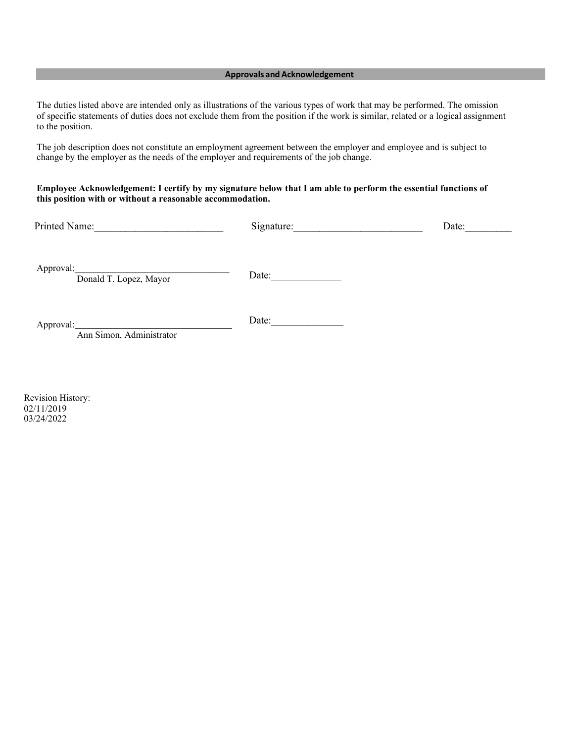## Approvals and Acknowledgement

The duties listed above are intended only as illustrations of the various types of work that may be performed. The omission of specific statements of duties does not exclude them from the position if the work is similar, related or a logical assignment to the position.

The job description does not constitute an employment agreement between the employer and employee and is subject to change by the employer as the needs of the employer and requirements of the job change.

**Employee Acknowledgement: I certify by my signature below that I am able to perform the essential functions of this position with or without a reasonable accommodation.**

Printed Name:_________________________ Signature:_________________________ Date:_________

Approval:________________________________ Date:______________
Donald T. Lopez, Mayor

Approval:________________________________ Date:______________
Ann Simon, Administrator

Revision History:
02/11/2019
03/24/2022